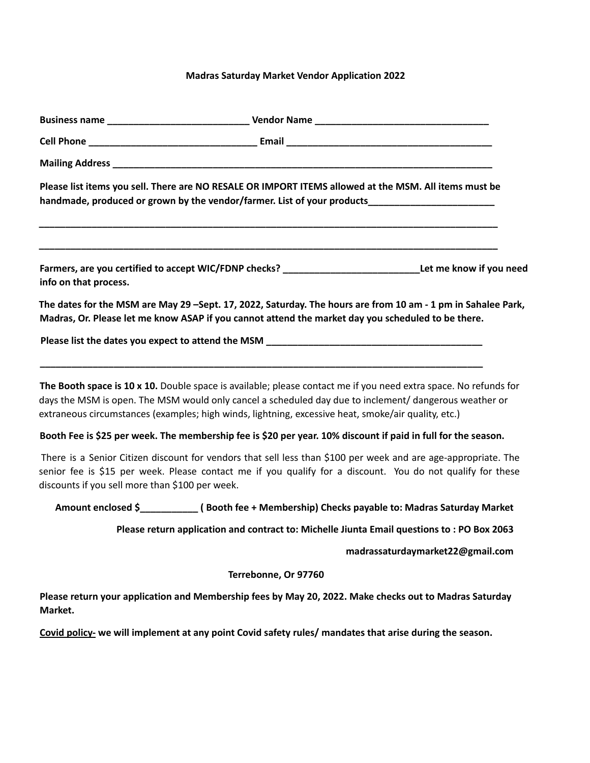**Madras Saturday Market Vendor Application 2022**

**Business name ___________________________ Vendor Name _________________________________**

**Cell Phone ________________________________ Email _______________________________________**

**Mailing Address ____________________________________________________________________________**

**Please list items you sell. There are NO RESALE OR IMPORT ITEMS allowed at the MSM. All items must be handmade, produced or grown by the vendor/farmer. List of your products________________________**

**___________________________________________________________________________________________**

**___________________________________________________________________________________________**

**Farmers, are you certified to accept WIC/FDNP checks? __________________________Let me know if you need info on that process.**

**The dates for the MSM are May 29 –Sept. 17, 2022, Saturday. The hours are from 10 am - 1 pm in Sahalee Park, Madras, Or. Please let me know ASAP if you cannot attend the market day you scheduled to be there.**

**Please list the dates you expect to attend the MSM __________________________________________**

**_________________________________________________________________________________________**

**The Booth space is 10 x 10.** Double space is available; please contact me if you need extra space. No refunds for days the MSM is open. The MSM would only cancel a scheduled day due to inclement/ dangerous weather or extraneous circumstances (examples; high winds, lightning, excessive heat, smoke/air quality, etc.)

**Booth Fee is $25 per week. The membership fee is $20 per year. 10% discount if paid in full for the season.**

There is a Senior Citizen discount for vendors that sell less than $100 per week and are age-appropriate. The senior fee is $15 per week. Please contact me if you qualify for a discount. You do not qualify for these discounts if you sell more than $100 per week.

**Amount enclosed $___________ ( Booth fee + Membership) Checks payable to: Madras Saturday Market**

**Please return application and contract to: Michelle Jiunta Email questions to : PO Box 2063**

**madrassaturdaymarket22@gmail.com**

**Terrebonne, Or 97760**

**Please return your application and Membership fees by May 20, 2022. Make checks out to Madras Saturday Market.**

**<u>Covid policy-</u> we will implement at any point Covid safety rules/ mandates that arise during the season.**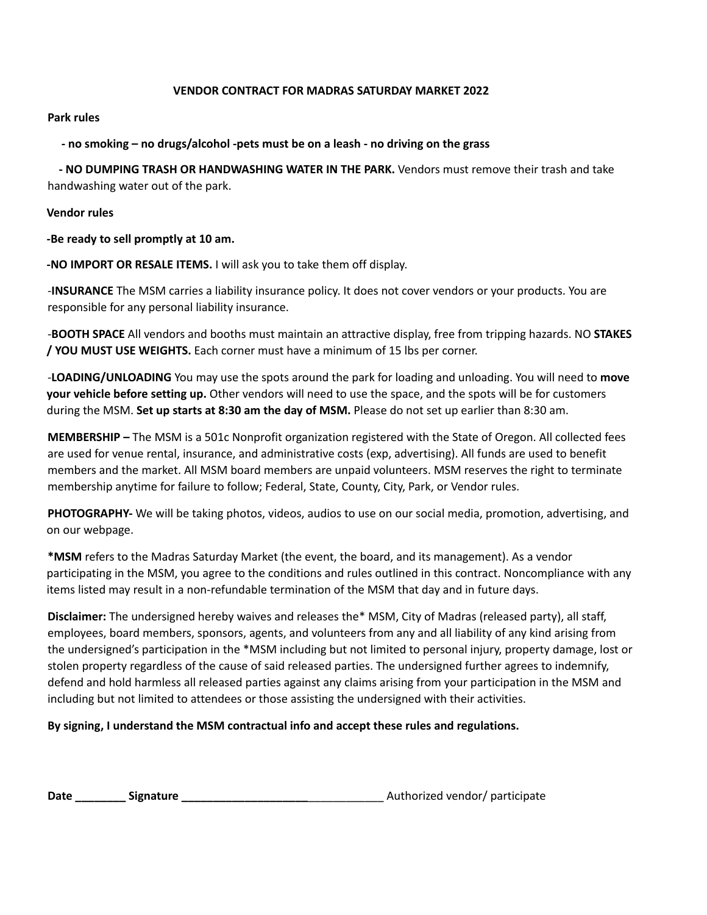# VENDOR CONTRACT FOR MADRAS SATURDAY MARKET 2022

**Park rules**

**- no smoking – no drugs/alcohol -pets must be on a leash - no driving on the grass**

**- NO DUMPING TRASH OR HANDWASHING WATER IN THE PARK.** Vendors must remove their trash and take handwashing water out of the park.

**Vendor rules**

**-Be ready to sell promptly at 10 am.**

**-NO IMPORT OR RESALE ITEMS.** I will ask you to take them off display.

-**INSURANCE** The MSM carries a liability insurance policy. It does not cover vendors or your products. You are responsible for any personal liability insurance.

-**BOOTH SPACE** All vendors and booths must maintain an attractive display, free from tripping hazards. NO **STAKES / YOU MUST USE WEIGHTS.** Each corner must have a minimum of 15 lbs per corner.

-**LOADING/UNLOADING** You may use the spots around the park for loading and unloading. You will need to **move your vehicle before setting up.** Other vendors will need to use the space, and the spots will be for customers during the MSM. **Set up starts at 8:30 am the day of MSM.** Please do not set up earlier than 8:30 am.

**MEMBERSHIP –** The MSM is a 501c Nonprofit organization registered with the State of Oregon. All collected fees are used for venue rental, insurance, and administrative costs (exp, advertising). All funds are used to benefit members and the market. All MSM board members are unpaid volunteers. MSM reserves the right to terminate membership anytime for failure to follow; Federal, State, County, City, Park, or Vendor rules.

**PHOTOGRAPHY-** We will be taking photos, videos, audios to use on our social media, promotion, advertising, and on our webpage.

**\*MSM** refers to the Madras Saturday Market (the event, the board, and its management). As a vendor participating in the MSM, you agree to the conditions and rules outlined in this contract. Noncompliance with any items listed may result in a non-refundable termination of the MSM that day and in future days.

**Disclaimer:** The undersigned hereby waives and releases the* MSM, City of Madras (released party), all staff, employees, board members, sponsors, agents, and volunteers from any and all liability of any kind arising from the undersigned's participation in the *MSM including but not limited to personal injury, property damage, lost or stolen property regardless of the cause of said released parties. The undersigned further agrees to indemnify, defend and hold harmless all released parties against any claims arising from your participation in the MSM and including but not limited to attendees or those assisting the undersigned with their activities.

**By signing, I understand the MSM contractual info and accept these rules and regulations.**

**Date ________ Signature ____________________**____________ Authorized vendor/ participate